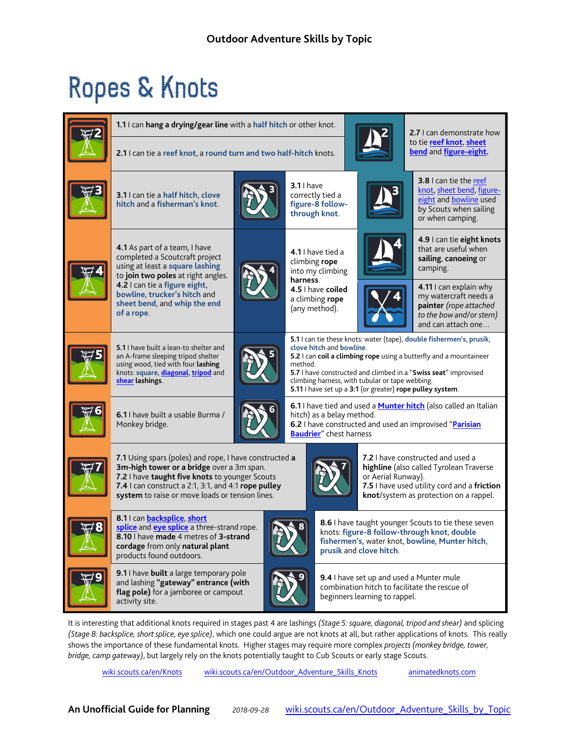# Outdoor Adventure Skills by Topic

## Ropes & Knots

| Stage | Camping | | Sailing/Paddling | |
|---|---|---|---|---|
| 2 | **1.1** I can **hang a drying/gear line** with a half hitch or other knot.<br>**2.1** I can tie a reef knot, a round turn and two half-hitch knots. | | Sailing 2 | **2.7** I can demonstrate how to tie **reef knot**, **sheet bend** and **figure-eight**. |
| 3 | **3.1** I can tie a half hitch, clove hitch and a fisherman's knot. | Vertical 3: **3.1** I have correctly tied a figure-8 follow-through knot. | Sailing 3 | **3.8** I can tie the reef knot, sheet bend, figure-eight and bowline used by Scouts when sailing or when camping. |
| 4 | **4.1** As part of a team, I have completed a Scoutcraft project using at least a square lashing to **join two poles** at right angles.<br>**4.2** I can tie a figure eight, bowline, trucker's hitch and sheet bend, and whip the end of a rope. | Vertical 4: **4.1** I have tied a climbing **rope** into my climbing **harness**.<br>**4.5** I have **coiled** a climbing **rope** (any method). | Sailing 4<br><br>Paddling 4 | **4.9** I can tie **eight knots** that are useful when **sailing**, **canoeing** or camping.<br><br>**4.11** I can explain why my watercraft needs a **painter** *(rope attached to the bow and/or stern)* and can attach one… |
| 5 | **5.1** I have built a lean-to shelter and an A-frame sleeping tripod shelter using wood, tied with four **lashing** knots: square, diagonal, tripod and shear **lashings**. | Vertical 5: **5.1** I can tie these knots: water (tape), double fisherman's, prusik, clove hitch and bowline.<br>**5.2** I can **coil a climbing rope** using a butterfly and a mountaineer method.<br>**5.7** I have constructed and climbed in a "**Swiss seat**" improvised climbing harness, with tubular or tape webbing.<br>**5.11** I have set up a **3:1** (or greater) **rope pulley system**. | | |
| 6 | **6.1** I have built a usable Burma / Monkey bridge. | Vertical 6: **6.1** I have tied and used a **Munter hitch** (also called an Italian hitch) as a belay method.<br>**6.2** I have constructed and used an improvised "**Parisian Baudrier**" chest harness | | |
| 7 | **7.1** Using spars (poles) and rope, I have constructed **a 3m-high tower or a bridge** over a 3m span.<br>**7.2** I have **taught five knots** to younger Scouts<br>**7.4** I can construct a 2:1, 3:1, and 4:1 **rope pulley system** to raise or move loads or tension lines. | Vertical 7: **7.2** I have constructed and used a **highline** (also called Tyrolean Traverse or Aerial Runway).<br>**7.5** I have used utility cord and a **friction knot**/system as protection on a rappel. | | |
| 8 | **8.1** I can backsplice, short splice and eye splice a three-strand rope.<br>**8.10** I have **made** 4 metres of **3-strand cordage** from only **natural plant** products found outdoors. | Vertical 8: **8.6** I have taught younger Scouts to tie these seven knots: figure-8 follow-through knot, double fishermen's, water knot, bowline, Munter hitch, prusik and clove hitch. | | |
| 9 | **9.1** I have **built** a large temporary pole and lashing **"gateway" entrance (with flag pole)** for a jamboree or campout activity site. | Vertical 9: **9.4** I have set up and used a Munter mule combination hitch to facilitate the rescue of beginners learning to rappel. | | |

It is interesting that additional knots required in stages past 4 are lashings *(Stage 5: square, diagonal, tripod and shear)* and splicing *(Stage 8: backsplice, short splice, eye splice)*, which one could argue are not knots at all, but rather applications of knots. This really shows the importance of these fundamental knots. Higher stages may require more complex *projects (monkey bridge, tower, bridge, camp gateway)*, but largely rely on the knots potentially taught to Cub Scouts or early stage Scouts.

wiki.scouts.ca/en/Knots wiki.scouts.ca/en/Outdoor_Adventure_Skills_Knots animatedknots.com

**An Unofficial Guide for Planning** *2018-09-28* wiki.scouts.ca/en/Outdoor_Adventure_Skills_by_Topic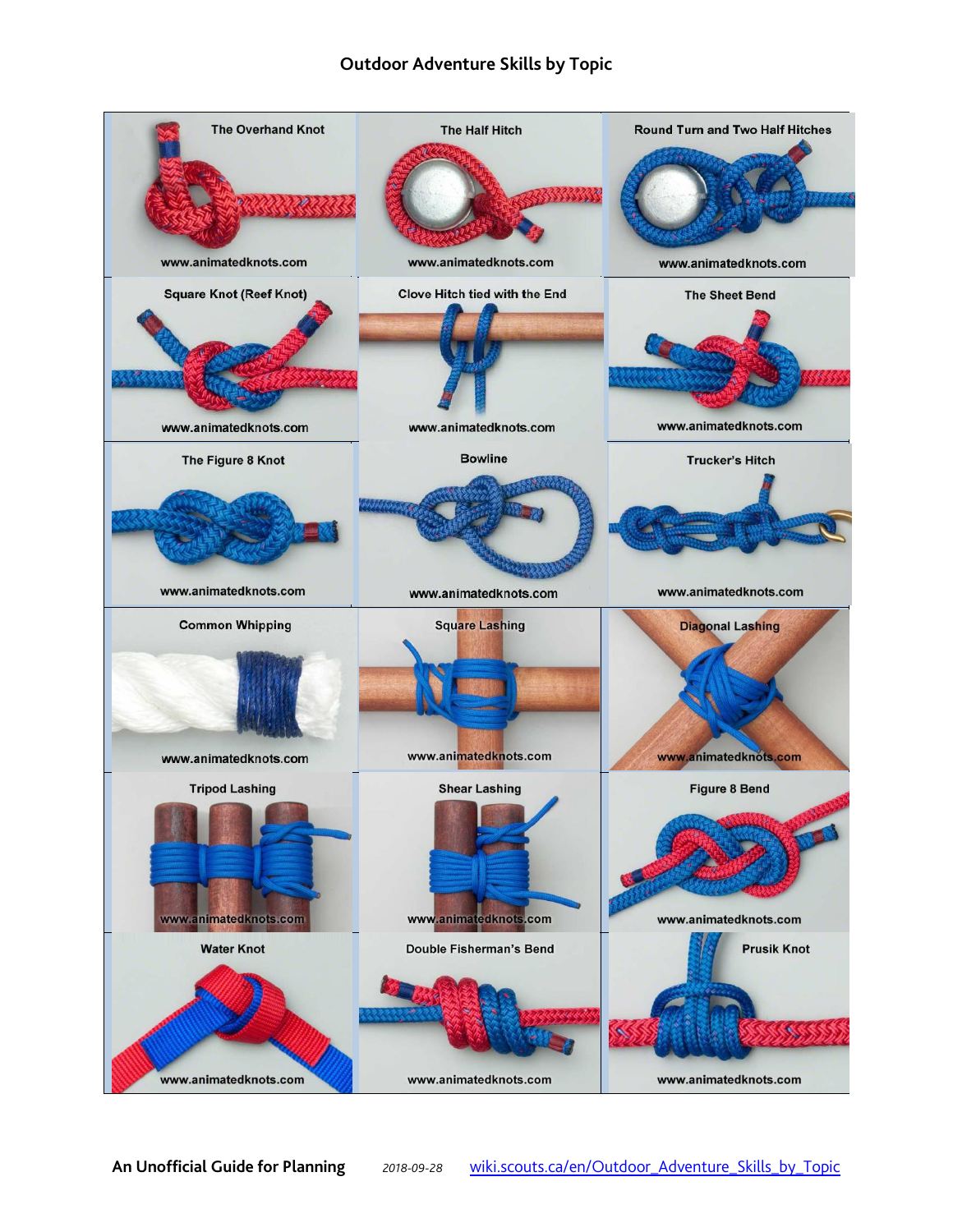## Outdoor Adventure Skills by Topic

| | | |
|---|---|---|
| The Overhand Knot<br>www.animatedknots.com | The Half Hitch<br>www.animatedknots.com | Round Turn and Two Half Hitches<br>www.animatedknots.com |
| Square Knot (Reef Knot)<br>www.animatedknots.com | Clove Hitch tied with the End<br>www.animatedknots.com | The Sheet Bend<br>www.animatedknots.com |
| The Figure 8 Knot<br>www.animatedknots.com | Bowline<br>www.animatedknots.com | Trucker's Hitch<br>www.animatedknots.com |
| Common Whipping<br>www.animatedknots.com | Square Lashing<br>www.animatedknots.com | Diagonal Lashing<br>www.animatedknots.com |
| Tripod Lashing<br>www.animatedknots.com | Shear Lashing<br>www.animatedknots.com | Figure 8 Bend<br>www.animatedknots.com |
| Water Knot<br>www.animatedknots.com | Double Fisherman's Bend<br>www.animatedknots.com | Prusik Knot<br>www.animatedknots.com |

**An Unofficial Guide for Planning** *2018-09-28* wiki.scouts.ca/en/Outdoor_Adventure_Skills_by_Topic